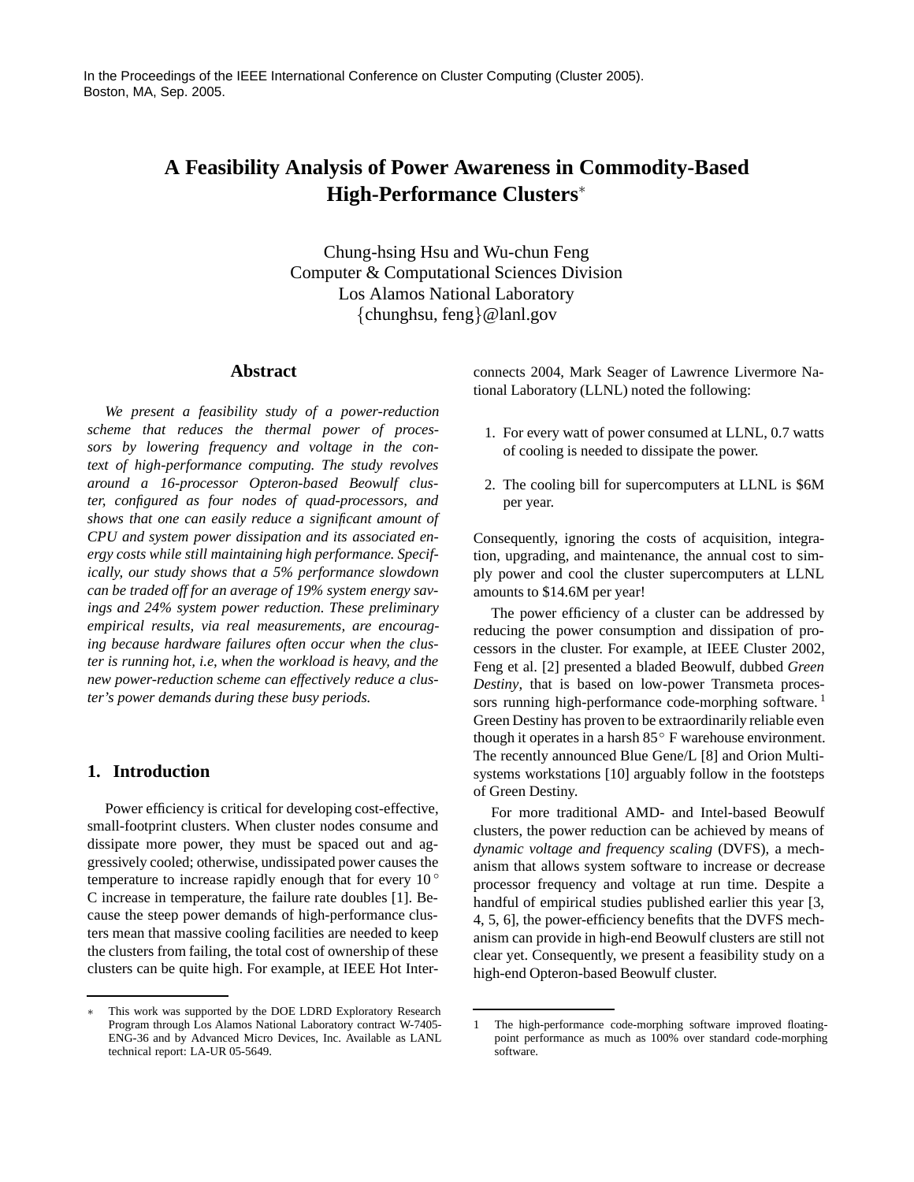In the Proceedings of the IEEE International Conference on Cluster Computing (Cluster 2005). Boston, MA, Sep. 2005.

# A Feasibility Analysis of Power Awareness in Commodity-Based High-Performance Clusters*

Chung-hsing Hsu and Wu-chun Feng
Computer & Computational Sciences Division
Los Alamos National Laboratory
{chunghsu, feng}@lanl.gov

## Abstract

*We present a feasibility study of a power-reduction scheme that reduces the thermal power of processors by lowering frequency and voltage in the context of high-performance computing. The study revolves around a 16-processor Opteron-based Beowulf cluster, configured as four nodes of quad-processors, and shows that one can easily reduce a significant amount of CPU and system power dissipation and its associated energy costs while still maintaining high performance. Specifically, our study shows that a 5% performance slowdown can be traded off for an average of 19% system energy savings and 24% system power reduction. These preliminary empirical results, via real measurements, are encouraging because hardware failures often occur when the cluster is running hot, i.e, when the workload is heavy, and the new power-reduction scheme can effectively reduce a cluster's power demands during these busy periods.*

## 1. Introduction

Power efficiency is critical for developing cost-effective, small-footprint clusters. When cluster nodes consume and dissipate more power, they must be spaced out and aggressively cooled; otherwise, undissipated power causes the temperature to increase rapidly enough that for every 10 $^\circ$ C increase in temperature, the failure rate doubles [1]. Because the steep power demands of high-performance clusters mean that massive cooling facilities are needed to keep the clusters from failing, the total cost of ownership of these clusters can be quite high. For example, at IEEE Hot Interconnects 2004, Mark Seager of Lawrence Livermore National Laboratory (LLNL) noted the following:

1. For every watt of power consumed at LLNL, 0.7 watts of cooling is needed to dissipate the power.
2. The cooling bill for supercomputers at LLNL is $6M per year.

Consequently, ignoring the costs of acquisition, integration, upgrading, and maintenance, the annual cost to simply power and cool the cluster supercomputers at LLNL amounts to $14.6M per year!

The power efficiency of a cluster can be addressed by reducing the power consumption and dissipation of processors in the cluster. For example, at IEEE Cluster 2002, Feng et al. [2] presented a bladed Beowulf, dubbed *Green Destiny*, that is based on low-power Transmeta processors running high-performance code-morphing software. [1] Green Destiny has proven to be extraordinarily reliable even though it operates in a harsh 85$^\circ$ F warehouse environment. The recently announced Blue Gene/L [8] and Orion Multisystems workstations [10] arguably follow in the footsteps of Green Destiny.

For more traditional AMD- and Intel-based Beowulf clusters, the power reduction can be achieved by means of *dynamic voltage and frequency scaling* (DVFS), a mechanism that allows system software to increase or decrease processor frequency and voltage at run time. Despite a handful of empirical studies published earlier this year [3, 4, 5, 6], the power-efficiency benefits that the DVFS mechanism can provide in high-end Beowulf clusters are still not clear yet. Consequently, we present a feasibility study on a high-end Opteron-based Beowulf cluster.

---

* This work was supported by the DOE LDRD Exploratory Research Program through Los Alamos National Laboratory contract W-7405-ENG-36 and by Advanced Micro Devices, Inc. Available as LANL technical report: LA-UR 05-5649.

1 The high-performance code-morphing software improved floating-point performance as much as 100% over standard code-morphing software.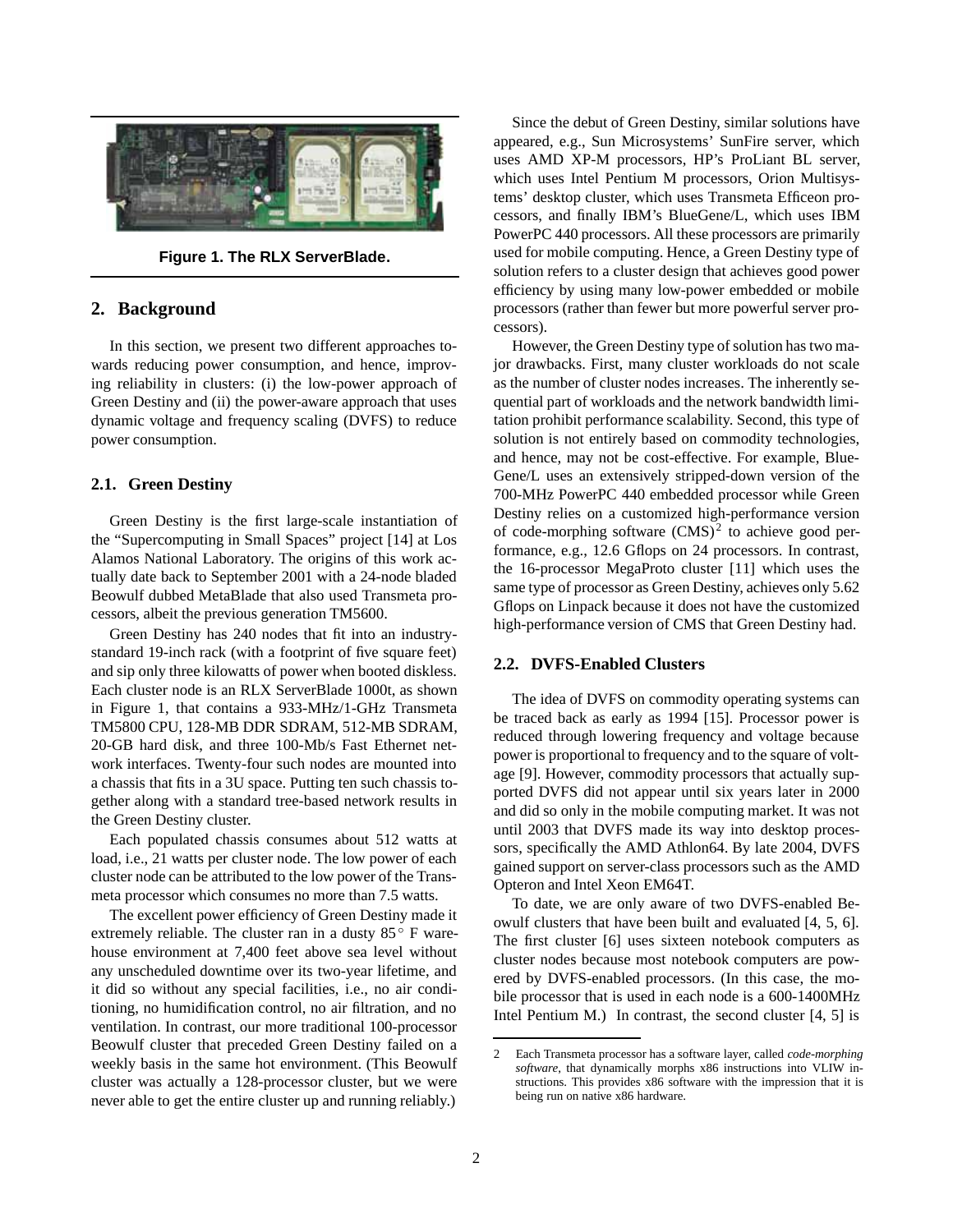Figure 1. The RLX ServerBlade.

## 2. Background

In this section, we present two different approaches towards reducing power consumption, and hence, improving reliability in clusters: (i) the low-power approach of Green Destiny and (ii) the power-aware approach that uses dynamic voltage and frequency scaling (DVFS) to reduce power consumption.

### 2.1. Green Destiny

Green Destiny is the first large-scale instantiation of the "Supercomputing in Small Spaces" project [14] at Los Alamos National Laboratory. The origins of this work actually date back to September 2001 with a 24-node bladed Beowulf dubbed MetaBlade that also used Transmeta processors, albeit the previous generation TM5600.

Green Destiny has 240 nodes that fit into an industry-standard 19-inch rack (with a footprint of five square feet) and sip only three kilowatts of power when booted diskless. Each cluster node is an RLX ServerBlade 1000t, as shown in Figure 1, that contains a 933-MHz/1-GHz Transmeta TM5800 CPU, 128-MB DDR SDRAM, 512-MB SDRAM, 20-GB hard disk, and three 100-Mb/s Fast Ethernet network interfaces. Twenty-four such nodes are mounted into a chassis that fits in a 3U space. Putting ten such chassis together along with a standard tree-based network results in the Green Destiny cluster.

Each populated chassis consumes about 512 watts at load, i.e., 21 watts per cluster node. The low power of each cluster node can be attributed to the low power of the Transmeta processor which consumes no more than 7.5 watts.

The excellent power efficiency of Green Destiny made it extremely reliable. The cluster ran in a dusty 85° F warehouse environment at 7,400 feet above sea level without any unscheduled downtime over its two-year lifetime, and it did so without any special facilities, i.e., no air conditioning, no humidification control, no air filtration, and no ventilation. In contrast, our more traditional 100-processor Beowulf cluster that preceded Green Destiny failed on a weekly basis in the same hot environment. (This Beowulf cluster was actually a 128-processor cluster, but we were never able to get the entire cluster up and running reliably.)

Since the debut of Green Destiny, similar solutions have appeared, e.g., Sun Microsystems' SunFire server, which uses AMD XP-M processors, HP's ProLiant BL server, which uses Intel Pentium M processors, Orion Multisystems' desktop cluster, which uses Transmeta Efficeon processors, and finally IBM's BlueGene/L, which uses IBM PowerPC 440 processors. All these processors are primarily used for mobile computing. Hence, a Green Destiny type of solution refers to a cluster design that achieves good power efficiency by using many low-power embedded or mobile processors (rather than fewer but more powerful server processors).

However, the Green Destiny type of solution has two major drawbacks. First, many cluster workloads do not scale as the number of cluster nodes increases. The inherently sequential part of workloads and the network bandwidth limitation prohibit performance scalability. Second, this type of solution is not entirely based on commodity technologies, and hence, may not be cost-effective. For example, BlueGene/L uses an extensively stripped-down version of the 700-MHz PowerPC 440 embedded processor while Green Destiny relies on a customized high-performance version of code-morphing software (CMS)[2] to achieve good performance, e.g., 12.6 Gflops on 24 processors. In contrast, the 16-processor MegaProto cluster [11] which uses the same type of processor as Green Destiny, achieves only 5.62 Gflops on Linpack because it does not have the customized high-performance version of CMS that Green Destiny had.

### 2.2. DVFS-Enabled Clusters

The idea of DVFS on commodity operating systems can be traced back as early as 1994 [15]. Processor power is reduced through lowering frequency and voltage because power is proportional to frequency and to the square of voltage [9]. However, commodity processors that actually supported DVFS did not appear until six years later in 2000 and did so only in the mobile computing market. It was not until 2003 that DVFS made its way into desktop processors, specifically the AMD Athlon64. By late 2004, DVFS gained support on server-class processors such as the AMD Opteron and Intel Xeon EM64T.

To date, we are only aware of two DVFS-enabled Beowulf clusters that have been built and evaluated [4, 5, 6]. The first cluster [6] uses sixteen notebook computers as cluster nodes because most notebook computers are powered by DVFS-enabled processors. (In this case, the mobile processor that is used in each node is a 600-1400MHz Intel Pentium M.) In contrast, the second cluster [4, 5] is

2 Each Transmeta processor has a software layer, called *code-morphing software*, that dynamically morphs x86 instructions into VLIW instructions. This provides x86 software with the impression that it is being run on native x86 hardware.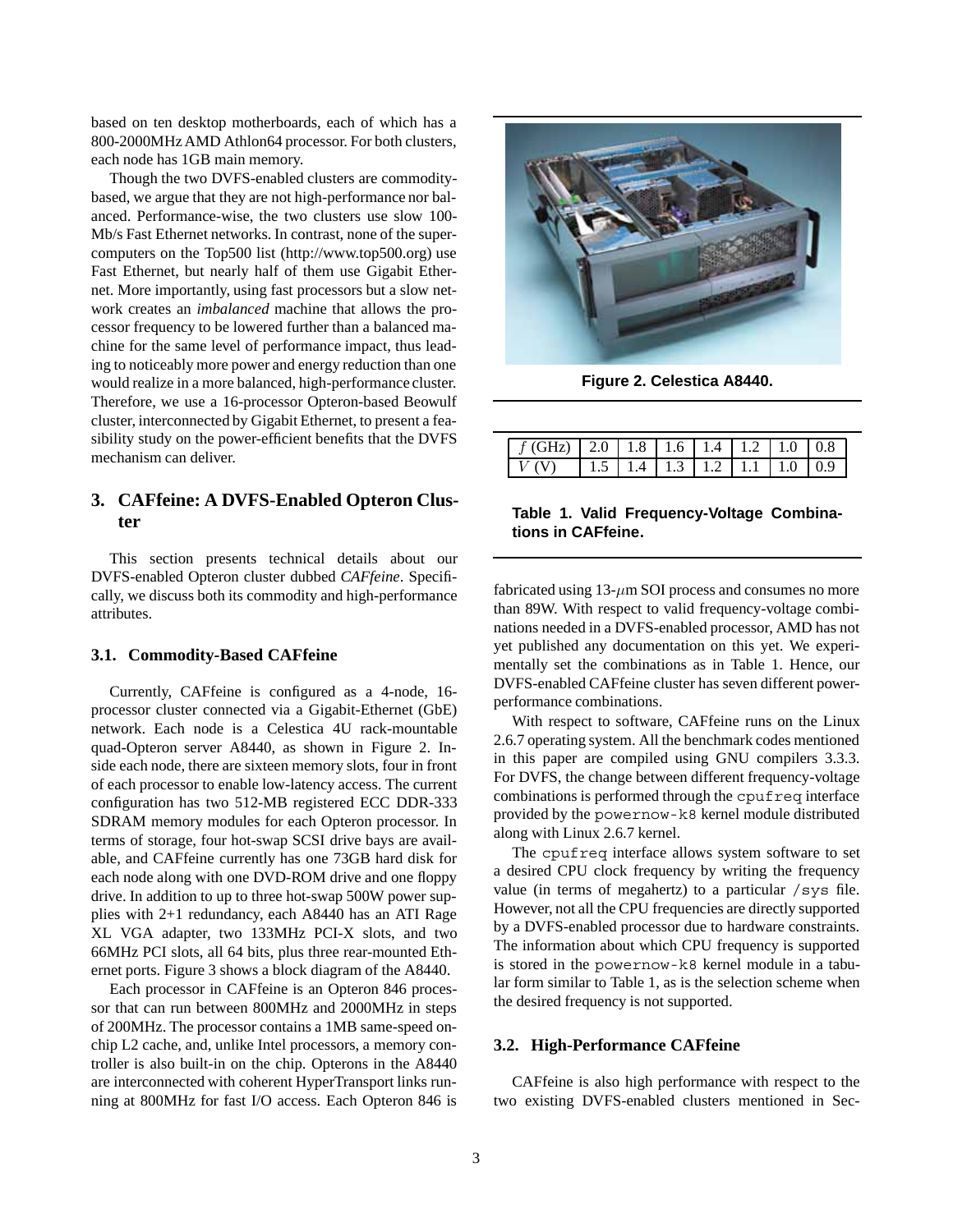based on ten desktop motherboards, each of which has a 800-2000MHz AMD Athlon64 processor. For both clusters, each node has 1GB main memory.

Though the two DVFS-enabled clusters are commodity-based, we argue that they are not high-performance nor balanced. Performance-wise, the two clusters use slow 100-Mb/s Fast Ethernet networks. In contrast, none of the supercomputers on the Top500 list (http://www.top500.org) use Fast Ethernet, but nearly half of them use Gigabit Ethernet. More importantly, using fast processors but a slow network creates an *imbalanced* machine that allows the processor frequency to be lowered further than a balanced machine for the same level of performance impact, thus leading to noticeably more power and energy reduction than one would realize in a more balanced, high-performance cluster. Therefore, we use a 16-processor Opteron-based Beowulf cluster, interconnected by Gigabit Ethernet, to present a feasibility study on the power-efficient benefits that the DVFS mechanism can deliver.

## 3. CAFfeine: A DVFS-Enabled Opteron Cluster

This section presents technical details about our DVFS-enabled Opteron cluster dubbed *CAFfeine*. Specifically, we discuss both its commodity and high-performance attributes.

### 3.1. Commodity-Based CAFfeine

Currently, CAFfeine is configured as a 4-node, 16-processor cluster connected via a Gigabit-Ethernet (GbE) network. Each node is a Celestica 4U rack-mountable quad-Opteron server A8440, as shown in Figure 2. Inside each node, there are sixteen memory slots, four in front of each processor to enable low-latency access. The current configuration has two 512-MB registered ECC DDR-333 SDRAM memory modules for each Opteron processor. In terms of storage, four hot-swap SCSI drive bays are available, and CAFfeine currently has one 73GB hard disk for each node along with one DVD-ROM drive and one floppy drive. In addition to up to three hot-swap 500W power supplies with 2+1 redundancy, each A8440 has an ATI Rage XL VGA adapter, two 133MHz PCI-X slots, and two 66MHz PCI slots, all 64 bits, plus three rear-mounted Ethernet ports. Figure 3 shows a block diagram of the A8440.

Each processor in CAFfeine is an Opteron 846 processor that can run between 800MHz and 2000MHz in steps of 200MHz. The processor contains a 1MB same-speed on-chip L2 cache, and, unlike Intel processors, a memory controller is also built-in on the chip. Opterons in the A8440 are interconnected with coherent HyperTransport links running at 800MHz for fast I/O access. Each Opteron 846 is fabricated using 13-$\mu$m SOI process and consumes no more than 89W. With respect to valid frequency-voltage combinations needed in a DVFS-enabled processor, AMD has not yet published any documentation on this yet. We experimentally set the combinations as in Table 1. Hence, our DVFS-enabled CAFfeine cluster has seven different power-performance combinations.

Figure 2. Celestica A8440.

| $f$ (GHz) | 2.0 | 1.8 | 1.6 | 1.4 | 1.2 | 1.0 | 0.8 |
|---|---|---|---|---|---|---|---|
| $V$ (V) | 1.5 | 1.4 | 1.3 | 1.2 | 1.1 | 1.0 | 0.9 |

**Table 1. Valid Frequency-Voltage Combinations in CAFfeine.**

With respect to software, CAFfeine runs on the Linux 2.6.7 operating system. All the benchmark codes mentioned in this paper are compiled using GNU compilers 3.3.3. For DVFS, the change between different frequency-voltage combinations is performed through the `cpufreq` interface provided by the `powernow-k8` kernel module distributed along with Linux 2.6.7 kernel.

The `cpufreq` interface allows system software to set a desired CPU clock frequency by writing the frequency value (in terms of megahertz) to a particular `/sys` file. However, not all the CPU frequencies are directly supported by a DVFS-enabled processor due to hardware constraints. The information about which CPU frequency is supported is stored in the `powernow-k8` kernel module in a tabular form similar to Table 1, as is the selection scheme when the desired frequency is not supported.

### 3.2. High-Performance CAFfeine

CAFfeine is also high performance with respect to the two existing DVFS-enabled clusters mentioned in Sec-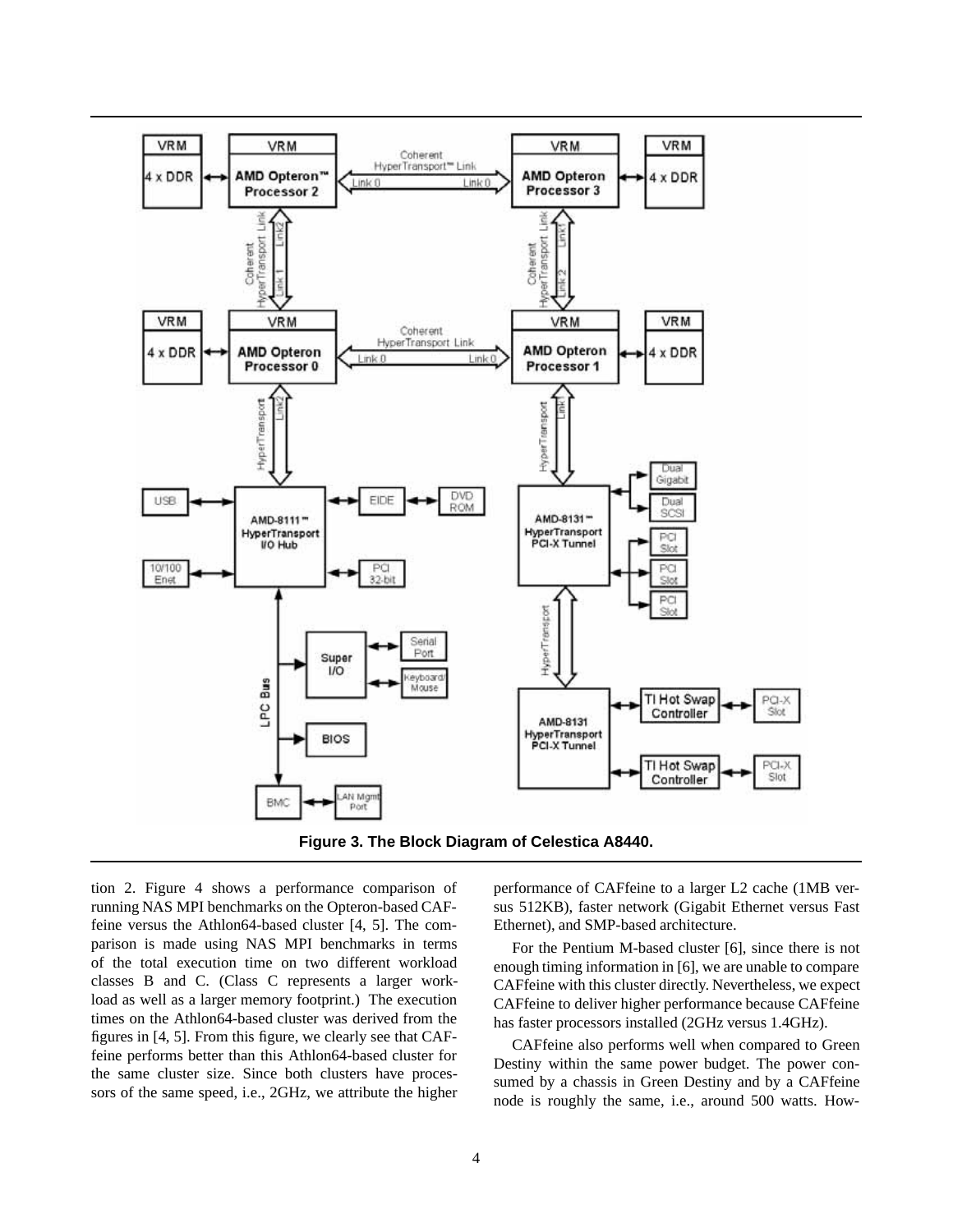Figure 3. The Block Diagram of Celestica A8440.

tion 2. Figure 4 shows a performance comparison of running NAS MPI benchmarks on the Opteron-based CAFfeine versus the Athlon64-based cluster [4, 5]. The comparison is made using NAS MPI benchmarks in terms of the total execution time on two different workload classes B and C. (Class C represents a larger workload as well as a larger memory footprint.) The execution times on the Athlon64-based cluster was derived from the figures in [4, 5]. From this figure, we clearly see that CAFfeine performs better than this Athlon64-based cluster for the same cluster size. Since both clusters have processors of the same speed, i.e., 2GHz, we attribute the higher performance of CAFfeine to a larger L2 cache (1MB versus 512KB), faster network (Gigabit Ethernet versus Fast Ethernet), and SMP-based architecture.

For the Pentium M-based cluster [6], since there is not enough timing information in [6], we are unable to compare CAFfeine with this cluster directly. Nevertheless, we expect CAFfeine to deliver higher performance because CAFfeine has faster processors installed (2GHz versus 1.4GHz).

CAFfeine also performs well when compared to Green Destiny within the same power budget. The power consumed by a chassis in Green Destiny and by a CAFfeine node is roughly the same, i.e., around 500 watts. How-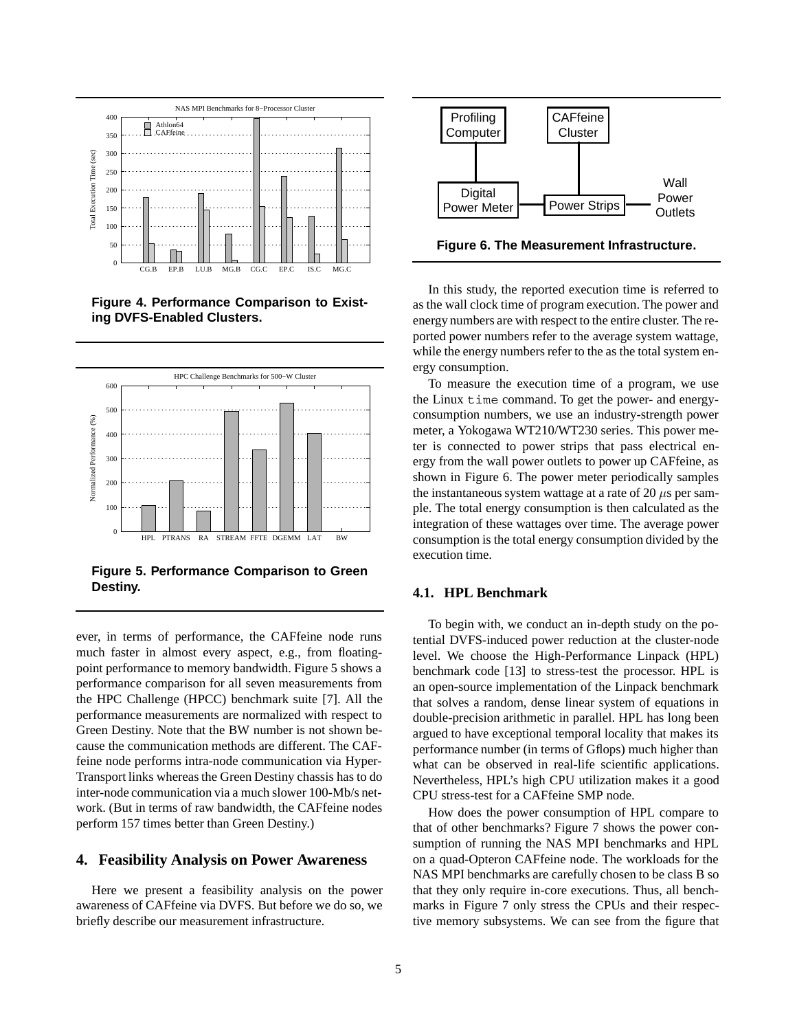NAS MPI Benchmarks for 8−Processor Cluster

Total Execution Time (sec)

0
50
100
150
200
250
300
350
400

Athlon64
CAFfeine

CG.B EP.B LU.B MG.B CG.C EP.C IS.C MG.C

**Figure 4. Performance Comparison to Existing DVFS-Enabled Clusters.**

HPC Challenge Benchmarks for 500−W Cluster

Normalized Performance (%)

0
100
200
300
400
500
600

HPL PTRANS RA STREAM FFTE DGEMM LAT BW

**Figure 5. Performance Comparison to Green Destiny.**

ever, in terms of performance, the CAFfeine node runs much faster in almost every aspect, e.g., from floating-point performance to memory bandwidth. Figure 5 shows a performance comparison for all seven measurements from the HPC Challenge (HPCC) benchmark suite [7]. All the performance measurements are normalized with respect to Green Destiny. Note that the BW number is not shown because the communication methods are different. The CAFfeine node performs intra-node communication via HyperTransport links whereas the Green Destiny chassis has to do inter-node communication via a much slower 100-Mb/s network. (But in terms of raw bandwidth, the CAFfeine nodes perform 157 times better than Green Destiny.)

## 4. Feasibility Analysis on Power Awareness

Here we present a feasibility analysis on the power awareness of CAFfeine via DVFS. But before we do so, we briefly describe our measurement infrastructure.

Profiling Computer

CAFfeine Cluster

Digital Power Meter

Power Strips

Wall Power Outlets

**Figure 6. The Measurement Infrastructure.**

In this study, the reported execution time is referred to as the wall clock time of program execution. The power and energy numbers are with respect to the entire cluster. The reported power numbers refer to the average system wattage, while the energy numbers refer to the as the total system energy consumption.

To measure the execution time of a program, we use the Linux `time` command. To get the power- and energy-consumption numbers, we use an industry-strength power meter, a Yokogawa WT210/WT230 series. This power meter is connected to power strips that pass electrical energy from the wall power outlets to power up CAFfeine, as shown in Figure 6. The power meter periodically samples the instantaneous system wattage at a rate of 20 $\mu$s per sample. The total energy consumption is then calculated as the integration of these wattages over time. The average power consumption is the total energy consumption divided by the execution time.

### 4.1. HPL Benchmark

To begin with, we conduct an in-depth study on the potential DVFS-induced power reduction at the cluster-node level. We choose the High-Performance Linpack (HPL) benchmark code [13] to stress-test the processor. HPL is an open-source implementation of the Linpack benchmark that solves a random, dense linear system of equations in double-precision arithmetic in parallel. HPL has long been argued to have exceptional temporal locality that makes its performance number (in terms of Gflops) much higher than what can be observed in real-life scientific applications. Nevertheless, HPL's high CPU utilization makes it a good CPU stress-test for a CAFfeine SMP node.

How does the power consumption of HPL compare to that of other benchmarks? Figure 7 shows the power consumption of running the NAS MPI benchmarks and HPL on a quad-Opteron CAFfeine node. The workloads for the NAS MPI benchmarks are carefully chosen to be class B so that they only require in-core executions. Thus, all benchmarks in Figure 7 only stress the CPUs and their respective memory subsystems. We can see from the figure that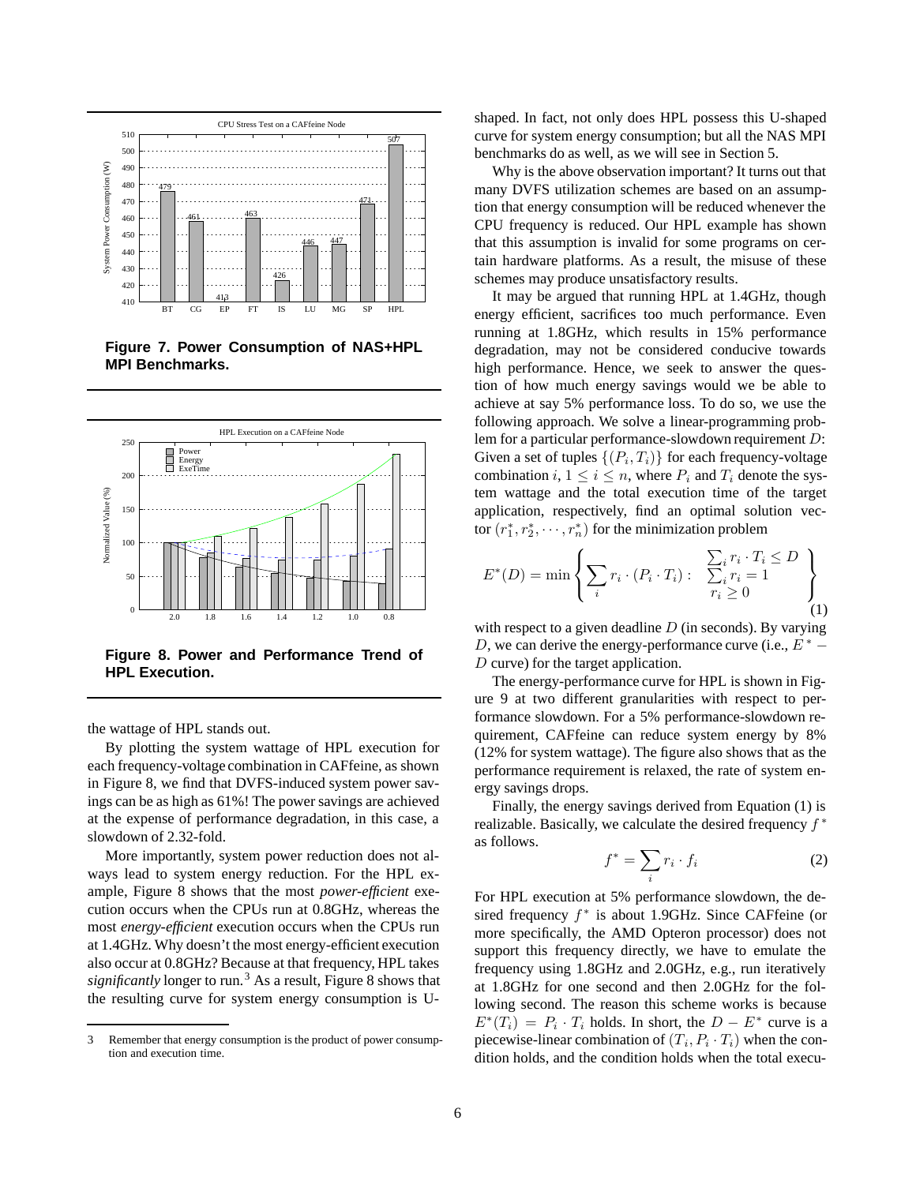CPU Stress Test on a CAFfeine Node

System Power Consumption (W)

510
500
490
480
470
460
450
440
430
420
410

479
461
413
463
426
446
447
471
507

BT CG EP FT IS LU MG SP HPL

**Figure 7. Power Consumption of NAS+HPL MPI Benchmarks.**

HPL Execution on a CAFfeine Node

Power
Energy
ExeTime

Normalized Value (%)

250
200
150
100
50
0

2.0 1.8 1.6 1.4 1.2 1.0 0.8

**Figure 8. Power and Performance Trend of HPL Execution.**

the wattage of HPL stands out.

By plotting the system wattage of HPL execution for each frequency-voltage combination in CAFfeine, as shown in Figure 8, we find that DVFS-induced system power savings can be as high as 61%! The power savings are achieved at the expense of performance degradation, in this case, a slowdown of 2.32-fold.

More importantly, system power reduction does not always lead to system energy reduction. For the HPL example, Figure 8 shows that the most *power-efficient* execution occurs when the CPUs run at 0.8GHz, whereas the most *energy-efficient* execution occurs when the CPUs run at 1.4GHz. Why doesn't the most energy-efficient execution also occur at 0.8GHz? Because at that frequency, HPL takes *significantly* longer to run.[3] As a result, Figure 8 shows that the resulting curve for system energy consumption is U-shaped. In fact, not only does HPL possess this U-shaped curve for system energy consumption; but all the NAS MPI benchmarks do as well, as we will see in Section 5.

Why is the above observation important? It turns out that many DVFS utilization schemes are based on an assumption that energy consumption will be reduced whenever the CPU frequency is reduced. Our HPL example has shown that this assumption is invalid for some programs on certain hardware platforms. As a result, the misuse of these schemes may produce unsatisfactory results.

It may be argued that running HPL at 1.4GHz, though energy efficient, sacrifices too much performance. Even running at 1.8GHz, which results in 15% performance degradation, may not be considered conducive towards high performance. Hence, we seek to answer the question of how much energy savings would we be able to achieve at say 5% performance loss. To do so, we use the following approach. We solve a linear-programming problem for a particular performance-slowdown requirement $D$: Given a set of tuples $\{(P_i, T_i)\}$ for each frequency-voltage combination $i$, $1 \leq i \leq n$, where $P_i$ and $T_i$ denote the system wattage and the total execution time of the target application, respectively, find an optimal solution vector $(r_1^*, r_2^*, \cdots, r_n^*)$ for the minimization problem

$$E^*(D) = \min \left\{ \sum_i r_i \cdot (P_i \cdot T_i) : \begin{array}{l} \sum_i r_i \cdot T_i \leq D \\ \sum_i r_i = 1 \\ r_i \geq 0 \end{array} \right\} \tag{1}$$

with respect to a given deadline $D$ (in seconds). By varying $D$, we can derive the energy-performance curve (i.e., $E^* - D$ curve) for the target application.

The energy-performance curve for HPL is shown in Figure 9 at two different granularities with respect to performance slowdown. For a 5% performance-slowdown requirement, CAFfeine can reduce system energy by 8% (12% for system wattage). The figure also shows that as the performance requirement is relaxed, the rate of system energy savings drops.

Finally, the energy savings derived from Equation (1) is realizable. Basically, we calculate the desired frequency $f^*$ as follows.

$$f^* = \sum_i r_i \cdot f_i \tag{2}$$

For HPL execution at 5% performance slowdown, the desired frequency $f^*$ is about 1.9GHz. Since CAFfeine (or more specifically, the AMD Opteron processor) does not support this frequency directly, we have to emulate the frequency using 1.8GHz and 2.0GHz, e.g., run iteratively at 1.8GHz for one second and then 2.0GHz for the following second. The reason this scheme works is because $E^*(T_i) = P_i \cdot T_i$ holds. In short, the $D - E^*$ curve is a piecewise-linear combination of $(T_i, P_i \cdot T_i)$ when the condition holds, and the condition holds when the total execu-

[3] Remember that energy consumption is the product of power consumption and execution time.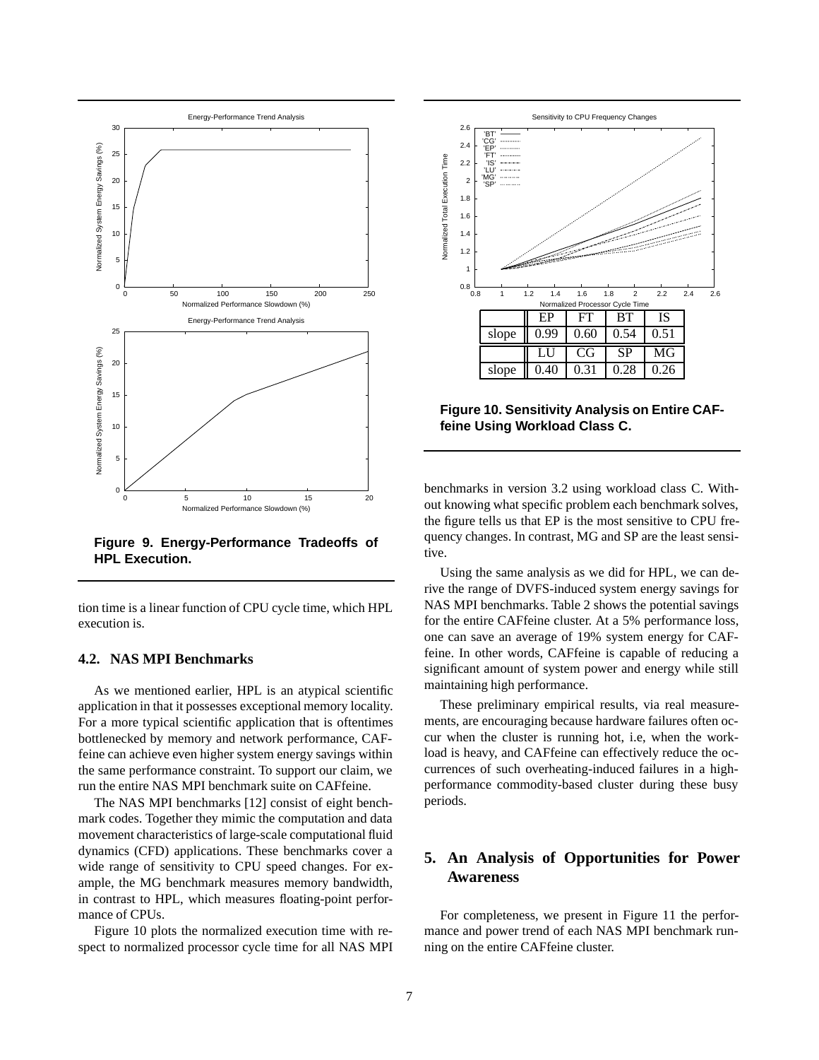**Figure 9. Energy-Performance Tradeoffs of HPL Execution.**

tion time is a linear function of CPU cycle time, which HPL execution is.

### 4.2. NAS MPI Benchmarks

As we mentioned earlier, HPL is an atypical scientific application in that it possesses exceptional memory locality. For a more typical scientific application that is oftentimes bottlenecked by memory and network performance, CAFfeine can achieve even higher system energy savings within the same performance constraint. To support our claim, we run the entire NAS MPI benchmark suite on CAFfeine.

The NAS MPI benchmarks [12] consist of eight benchmark codes. Together they mimic the computation and data movement characteristics of large-scale computational fluid dynamics (CFD) applications. These benchmarks cover a wide range of sensitivity to CPU speed changes. For example, the MG benchmark measures memory bandwidth, in contrast to HPL, which measures floating-point performance of CPUs.

Figure 10 plots the normalized execution time with respect to normalized processor cycle time for all NAS MPI benchmarks in version 3.2 using workload class C. Without knowing what specific problem each benchmark solves, the figure tells us that EP is the most sensitive to CPU frequency changes. In contrast, MG and SP are the least sensitive.

| | EP | FT | BT | IS |
|---|---|---|---|---|
| slope | 0.99 | 0.60 | 0.54 | 0.51 |
| | LU | CG | SP | MG |
| slope | 0.40 | 0.31 | 0.28 | 0.26 |

**Figure 10. Sensitivity Analysis on Entire CAFfeine Using Workload Class C.**

Using the same analysis as we did for HPL, we can derive the range of DVFS-induced system energy savings for NAS MPI benchmarks. Table 2 shows the potential savings for the entire CAFfeine cluster. At a 5% performance loss, one can save an average of 19% system energy for CAFfeine. In other words, CAFfeine is capable of reducing a significant amount of system power and energy while still maintaining high performance.

These preliminary empirical results, via real measurements, are encouraging because hardware failures often occur when the cluster is running hot, i.e, when the workload is heavy, and CAFfeine can effectively reduce the occurrences of such overheating-induced failures in a high-performance commodity-based cluster during these busy periods.

## 5. An Analysis of Opportunities for Power Awareness

For completeness, we present in Figure 11 the performance and power trend of each NAS MPI benchmark running on the entire CAFfeine cluster.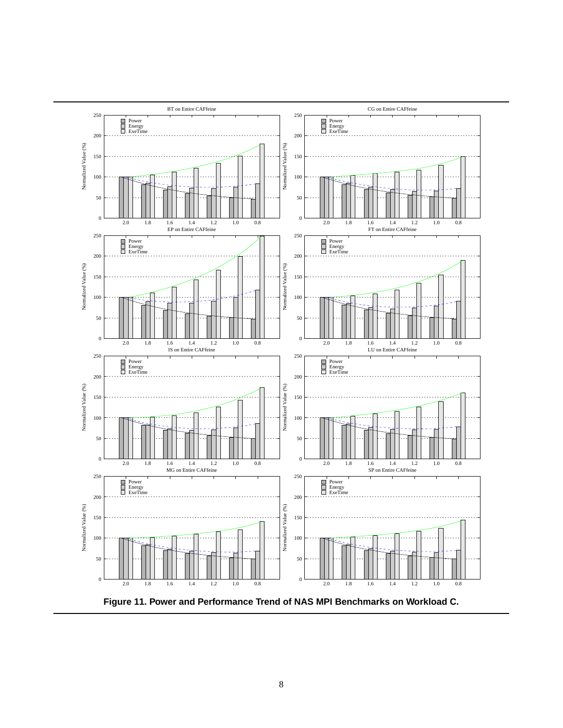BT on Entire CAFfeine

250
200
150
100
50
0

Normalized Value (%)

Power
Energy
ExeTime

2.0 1.8 1.6 1.4 1.2 1.0 0.8

CG on Entire CAFfeine

250
200
150
100
50
0

Normalized Value (%)

Power
Energy
ExeTime

2.0 1.8 1.6 1.4 1.2 1.0 0.8

EP on Entire CAFfeine

250
200
150
100
50
0

Normalized Value (%)

Power
Energy
ExeTime

2.0 1.8 1.6 1.4 1.2 1.0 0.8

FT on Entire CAFfeine

250
200
150
100
50
0

Normalized Value (%)

Power
Energy
ExeTime

2.0 1.8 1.6 1.4 1.2 1.0 0.8

IS on Entire CAFfeine

250
200
150
100
50
0

Normalized Value (%)

Power
Energy
ExeTime

2.0 1.8 1.6 1.4 1.2 1.0 0.8

LU on Entire CAFfeine

250
200
150
100
50
0

Normalized Value (%)

Power
Energy
ExeTime

2.0 1.8 1.6 1.4 1.2 1.0 0.8

MG on Entire CAFfeine

250
200
150
100
50
0

Normalized Value (%)

Power
Energy
ExeTime

2.0 1.8 1.6 1.4 1.2 1.0 0.8

SP on Entire CAFfeine

250
200
150
100
50
0

Normalized Value (%)

Power
Energy
ExeTime

2.0 1.8 1.6 1.4 1.2 1.0 0.8

**Figure 11. Power and Performance Trend of NAS MPI Benchmarks on Workload C.**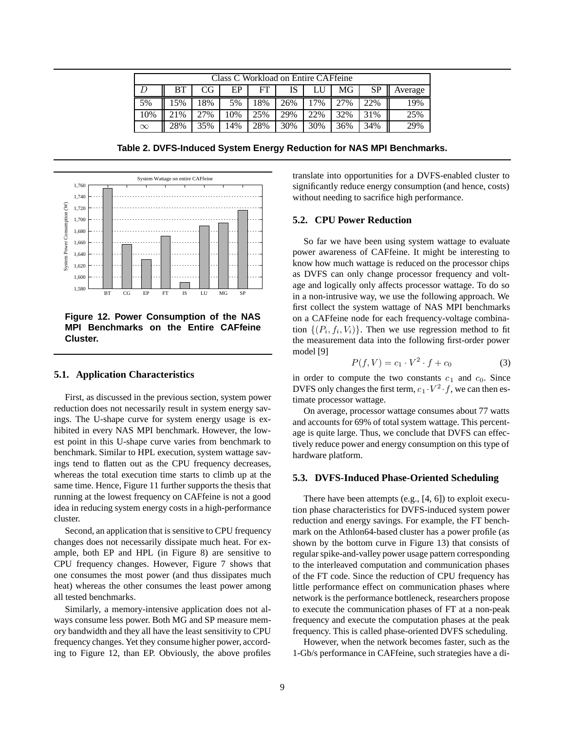| Class C Workload on Entire CAFfeine | | | | | | | | | |
|---|---|---|---|---|---|---|---|---|---|
| $D$ | BT | CG | EP | FT | IS | LU | MG | SP | Average |
| 5% | 15% | 18% | 5% | 18% | 26% | 17% | 27% | 22% | 19% |
| 10% | 21% | 27% | 10% | 25% | 29% | 22% | 32% | 31% | 25% |
| $\infty$ | 28% | 35% | 14% | 28% | 30% | 30% | 36% | 34% | 29% |

**Table 2. DVFS-Induced System Energy Reduction for NAS MPI Benchmarks.**

System Wattage on entire CAFfeine

System Power Consumption (W)

1,760
1,740
1,720
1,700
1,680
1,660
1,640
1,620
1,600
1,580

BT CG EP FT IS LU MG SP

**Figure 12. Power Consumption of the NAS MPI Benchmarks on the Entire CAFfeine Cluster.**

### 5.1. Application Characteristics

First, as discussed in the previous section, system power reduction does not necessarily result in system energy savings. The U-shape curve for system energy usage is exhibited in every NAS MPI benchmark. However, the lowest point in this U-shape curve varies from benchmark to benchmark. Similar to HPL execution, system wattage savings tend to flatten out as the CPU frequency decreases, whereas the total execution time starts to climb up at the same time. Hence, Figure 11 further supports the thesis that running at the lowest frequency on CAFfeine is not a good idea in reducing system energy costs in a high-performance cluster.

Second, an application that is sensitive to CPU frequency changes does not necessarily dissipate much heat. For example, both EP and HPL (in Figure 8) are sensitive to CPU frequency changes. However, Figure 7 shows that one consumes the most power (and thus dissipates much heat) whereas the other consumes the least power among all tested benchmarks.

Similarly, a memory-intensive application does not always consume less power. Both MG and SP measure memory bandwidth and they all have the least sensitivity to CPU frequency changes. Yet they consume higher power, according to Figure 12, than EP. Obviously, the above profiles translate into opportunities for a DVFS-enabled cluster to significantly reduce energy consumption (and hence, costs) without needing to sacrifice high performance.

### 5.2. CPU Power Reduction

So far we have been using system wattage to evaluate power awareness of CAFfeine. It might be interesting to know how much wattage is reduced on the processor chips as DVFS can only change processor frequency and voltage and logically only affects processor wattage. To do so in a non-intrusive way, we use the following approach. We first collect the system wattage of NAS MPI benchmarks on a CAFfeine node for each frequency-voltage combination $\{(P_i, f_i, V_i)\}$. Then we use regression method to fit the measurement data into the following first-order power model [9]

$$P(f, V) = c_1 \cdot V^2 \cdot f + c_0 \qquad (3)$$

in order to compute the two constants $c_1$ and $c_0$. Since DVFS only changes the first term, $c_1 \cdot V^2 \cdot f$, we can then estimate processor wattage.

On average, processor wattage consumes about 77 watts and accounts for 69% of total system wattage. This percentage is quite large. Thus, we conclude that DVFS can effectively reduce power and energy consumption on this type of hardware platform.

### 5.3. DVFS-Induced Phase-Oriented Scheduling

There have been attempts (e.g., [4, 6]) to exploit execution phase characteristics for DVFS-induced system power reduction and energy savings. For example, the FT benchmark on the Athlon64-based cluster has a power profile (as shown by the bottom curve in Figure 13) that consists of regular spike-and-valley power usage pattern corresponding to the interleaved computation and communication phases of the FT code. Since the reduction of CPU frequency has little performance effect on communication phases where network is the performance bottleneck, researchers propose to execute the communication phases of FT at a non-peak frequency and execute the computation phases at the peak frequency. This is called phase-oriented DVFS scheduling.

However, when the network becomes faster, such as the 1-Gb/s performance in CAFfeine, such strategies have a di-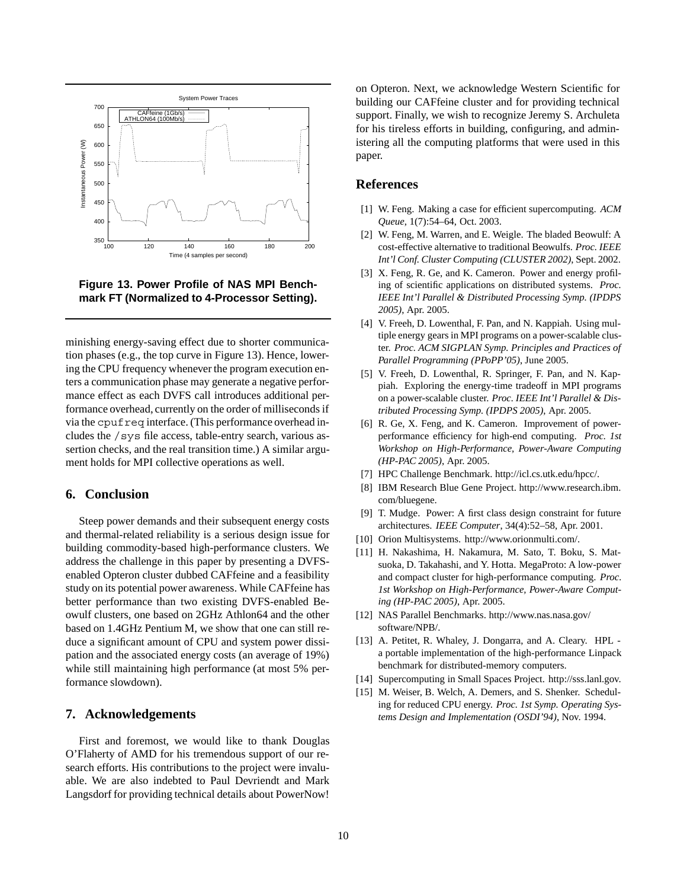System Power Traces

CAFfeine (1Gb/s)
ATHLON64 (100Mb/s)

Instantaneous Power (W)

700
650
600
550
500
450
400
350

100
120
140
160
180
200

Time (4 samples per second)

**Figure 13. Power Profile of NAS MPI Benchmark FT (Normalized to 4-Processor Setting).**

minishing energy-saving effect due to shorter communication phases (e.g., the top curve in Figure 13). Hence, lowering the CPU frequency whenever the program execution enters a communication phase may generate a negative performance effect as each DVFS call introduces additional performance overhead, currently on the order of milliseconds if via the `cpufreq` interface. (This performance overhead includes the `/sys` file access, table-entry search, various assertion checks, and the real transition time.) A similar argument holds for MPI collective operations as well.

## 6. Conclusion

Steep power demands and their subsequent energy costs and thermal-related reliability is a serious design issue for building commodity-based high-performance clusters. We address the challenge in this paper by presenting a DVFS-enabled Opteron cluster dubbed CAFfeine and a feasibility study on its potential power awareness. While CAFfeine has better performance than two existing DVFS-enabled Beowulf clusters, one based on 2GHz Athlon64 and the other based on 1.4GHz Pentium M, we show that one can still reduce a significant amount of CPU and system power dissipation and the associated energy costs (an average of 19%) while still maintaining high performance (at most 5% performance slowdown).

## 7. Acknowledgements

First and foremost, we would like to thank Douglas O'Flaherty of AMD for his tremendous support of our research efforts. His contributions to the project were invaluable. We are also indebted to Paul Devriendt and Mark Langsdorf for providing technical details about PowerNow! on Opteron. Next, we acknowledge Western Scientific for building our CAFfeine cluster and for providing technical support. Finally, we wish to recognize Jeremy S. Archuleta for his tireless efforts in building, configuring, and administering all the computing platforms that were used in this paper.

## References

[1] W. Feng. Making a case for efficient supercomputing. *ACM Queue*, 1(7):54–64, Oct. 2003.

[2] W. Feng, M. Warren, and E. Weigle. The bladed Beowulf: A cost-effective alternative to traditional Beowulfs. *Proc. IEEE Int'l Conf. Cluster Computing (CLUSTER 2002)*, Sept. 2002.

[3] X. Feng, R. Ge, and K. Cameron. Power and energy profiling of scientific applications on distributed systems. *Proc. IEEE Int'l Parallel & Distributed Processing Symp. (IPDPS 2005)*, Apr. 2005.

[4] V. Freeh, D. Lowenthal, F. Pan, and N. Kappiah. Using multiple energy gears in MPI programs on a power-scalable cluster. *Proc. ACM SIGPLAN Symp. Principles and Practices of Parallel Programming (PPoPP'05)*, June 2005.

[5] V. Freeh, D. Lowenthal, R. Springer, F. Pan, and N. Kappiah. Exploring the energy-time tradeoff in MPI programs on a power-scalable cluster. *Proc. IEEE Int'l Parallel & Distributed Processing Symp. (IPDPS 2005)*, Apr. 2005.

[6] R. Ge, X. Feng, and K. Cameron. Improvement of power-performance efficiency for high-end computing. *Proc. 1st Workshop on High-Performance, Power-Aware Computing (HP-PAC 2005)*, Apr. 2005.

[7] HPC Challenge Benchmark. http://icl.cs.utk.edu/hpcc/.

[8] IBM Research Blue Gene Project. http://www.research.ibm.com/bluegene.

[9] T. Mudge. Power: A first class design constraint for future architectures. *IEEE Computer*, 34(4):52–58, Apr. 2001.

[10] Orion Multisystems. http://www.orionmulti.com/.

[11] H. Nakashima, H. Nakamura, M. Sato, T. Boku, S. Matsuoka, D. Takahashi, and Y. Hotta. MegaProto: A low-power and compact cluster for high-performance computing. *Proc. 1st Workshop on High-Performance, Power-Aware Computing (HP-PAC 2005)*, Apr. 2005.

[12] NAS Parallel Benchmarks. http://www.nas.nasa.gov/software/NPB/.

[13] A. Petitet, R. Whaley, J. Dongarra, and A. Cleary. HPL - a portable implementation of the high-performance Linpack benchmark for distributed-memory computers.

[14] Supercomputing in Small Spaces Project. http://sss.lanl.gov.

[15] M. Weiser, B. Welch, A. Demers, and S. Shenker. Scheduling for reduced CPU energy. *Proc. 1st Symp. Operating Systems Design and Implementation (OSDI'94)*, Nov. 1994.